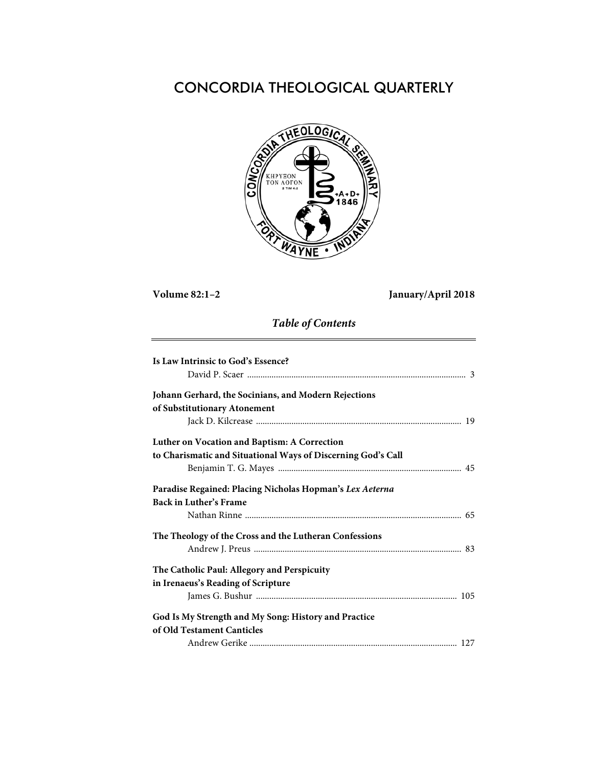# CONCORDIA THEOLOGICAL QUARTERLY

**Volume 82:1–2** **January/April 2018**

## *Table of Contents*

**Is Law Intrinsic to God's Essence?**
David P. Scaer ........................................................................................ 3

**Johann Gerhard, the Socinians, and Modern Rejections of Substitutionary Atonement**
Jack D. Kilcrease ........................................................................................ 19

**Luther on Vocation and Baptism: A Correction to Charismatic and Situational Ways of Discerning God's Call**
Benjamin T. G. Mayes ........................................................................................ 45

**Paradise Regained: Placing Nicholas Hopman's *Lex Aeterna* Back in Luther's Frame**
Nathan Rinne ........................................................................................ 65

**The Theology of the Cross and the Lutheran Confessions**
Andrew J. Preus ........................................................................................ 83

**The Catholic Paul: Allegory and Perspicuity in Irenaeus's Reading of Scripture**
James G. Bushur ........................................................................................ 105

**God Is My Strength and My Song: History and Practice of Old Testament Canticles**
Andrew Gerike ........................................................................................ 127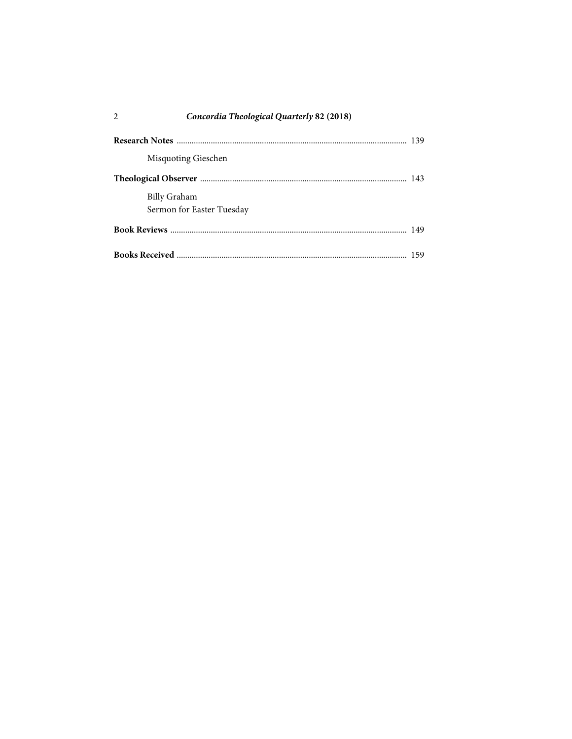**Research Notes** .......................................................................................................... 139

Misquoting Gieschen

**Theological Observer** ................................................................................................ 143

Billy Graham
Sermon for Easter Tuesday

**Book Reviews** ............................................................................................................ 149

**Books Received** .......................................................................................................... 159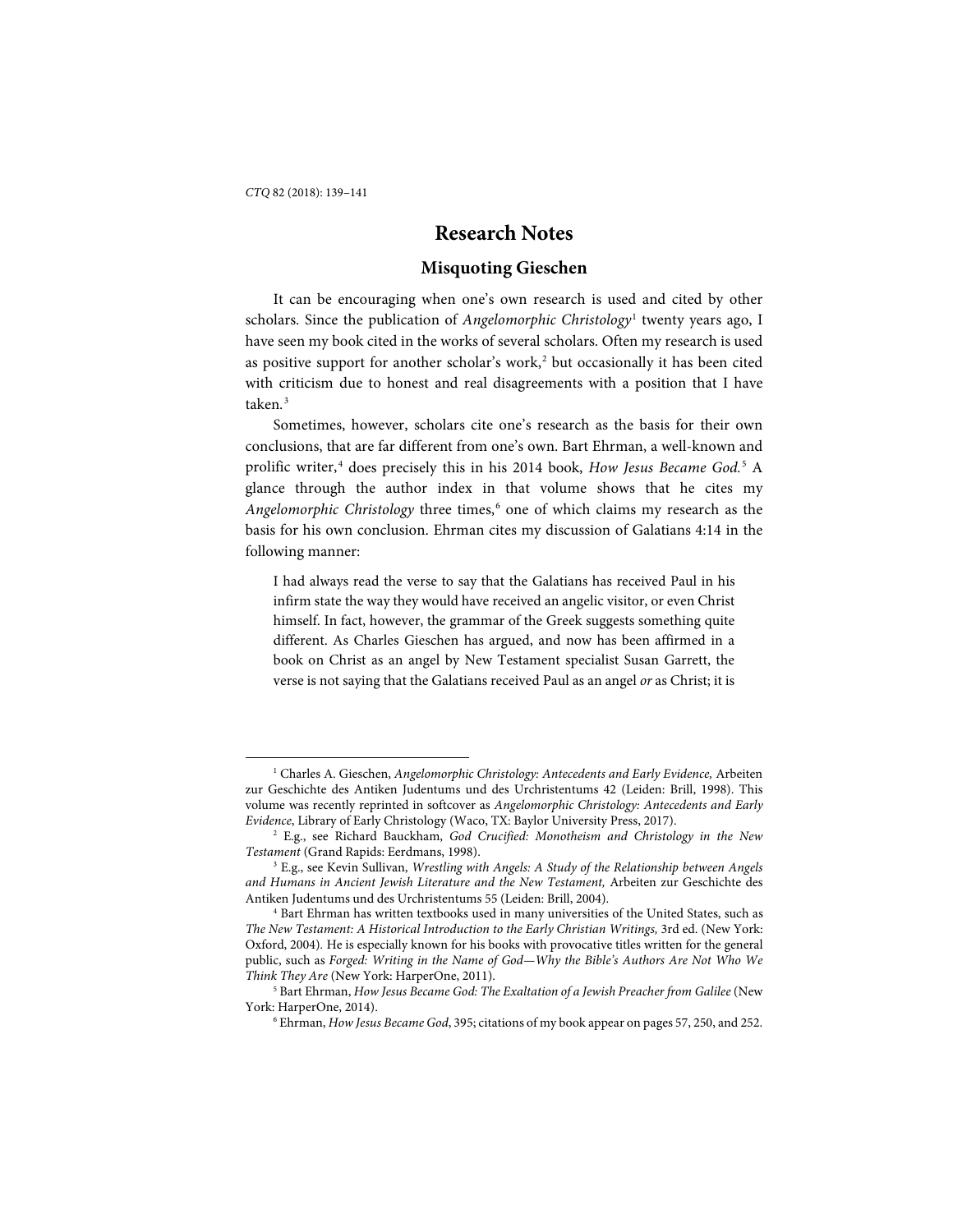# Research Notes

## Misquoting Gieschen

It can be encouraging when one's own research is used and cited by other scholars. Since the publication of *Angelomorphic Christology*[1] twenty years ago, I have seen my book cited in the works of several scholars. Often my research is used as positive support for another scholar's work,[2] but occasionally it has been cited with criticism due to honest and real disagreements with a position that I have taken.[3]

Sometimes, however, scholars cite one's research as the basis for their own conclusions, that are far different from one's own. Bart Ehrman, a well-known and prolific writer,[4] does precisely this in his 2014 book, *How Jesus Became God.*[5] A glance through the author index in that volume shows that he cites my *Angelomorphic Christology* three times,[6] one of which claims my research as the basis for his own conclusion. Ehrman cites my discussion of Galatians 4:14 in the following manner:

> I had always read the verse to say that the Galatians has received Paul in his infirm state the way they would have received an angelic visitor, or even Christ himself. In fact, however, the grammar of the Greek suggests something quite different. As Charles Gieschen has argued, and now has been affirmed in a book on Christ as an angel by New Testament specialist Susan Garrett, the verse is not saying that the Galatians received Paul as an angel *or* as Christ; it is

---

[1] Charles A. Gieschen, *Angelomorphic Christology: Antecedents and Early Evidence,* Arbeiten zur Geschichte des Antiken Judentums und des Urchristentums 42 (Leiden: Brill, 1998). This volume was recently reprinted in softcover as *Angelomorphic Christology: Antecedents and Early Evidence*, Library of Early Christology (Waco, TX: Baylor University Press, 2017).

[2] E.g., see Richard Bauckham, *God Crucified: Monotheism and Christology in the New Testament* (Grand Rapids: Eerdmans, 1998).

[3] E.g., see Kevin Sullivan, *Wrestling with Angels: A Study of the Relationship between Angels and Humans in Ancient Jewish Literature and the New Testament,* Arbeiten zur Geschichte des Antiken Judentums und des Urchristentums 55 (Leiden: Brill, 2004).

[4] Bart Ehrman has written textbooks used in many universities of the United States, such as *The New Testament: A Historical Introduction to the Early Christian Writings,* 3rd ed. (New York: Oxford, 2004). He is especially known for his books with provocative titles written for the general public, such as *Forged: Writing in the Name of God—Why the Bible's Authors Are Not Who We Think They Are* (New York: HarperOne, 2011).

[5] Bart Ehrman, *How Jesus Became God: The Exaltation of a Jewish Preacher from Galilee* (New York: HarperOne, 2014).

[6] Ehrman, *How Jesus Became God*, 395; citations of my book appear on pages 57, 250, and 252.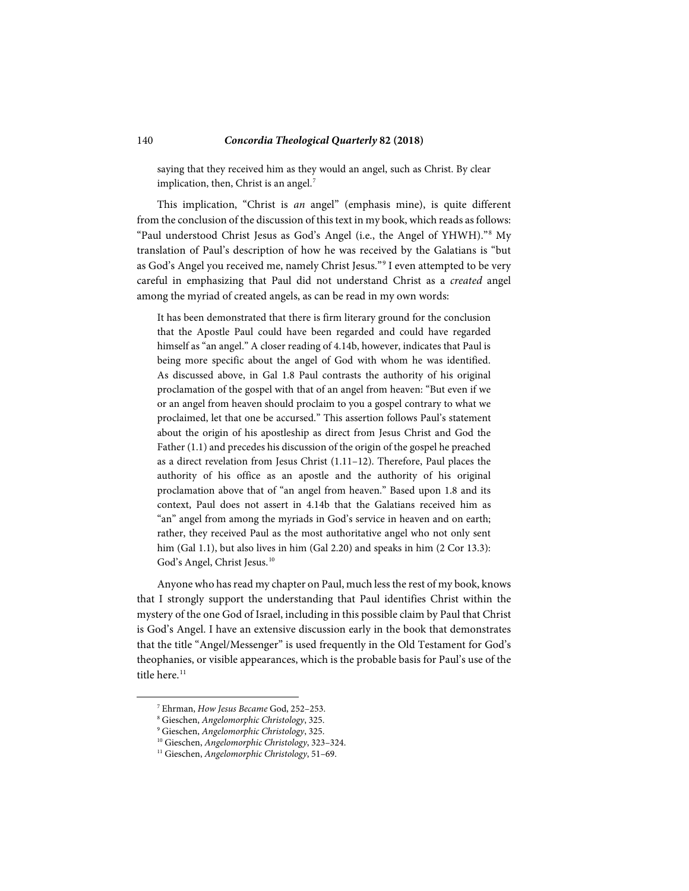> saying that they received him as they would an angel, such as Christ. By clear implication, then, Christ is an angel.[7]

This implication, "Christ is *an* angel" (emphasis mine), is quite different from the conclusion of the discussion of this text in my book, which reads as follows: "Paul understood Christ Jesus as God's Angel (i.e., the Angel of YHWH)."[8] My translation of Paul's description of how he was received by the Galatians is "but as God's Angel you received me, namely Christ Jesus."[9] I even attempted to be very careful in emphasizing that Paul did not understand Christ as a *created* angel among the myriad of created angels, as can be read in my own words:

> It has been demonstrated that there is firm literary ground for the conclusion that the Apostle Paul could have been regarded and could have regarded himself as "an angel." A closer reading of 4.14b, however, indicates that Paul is being more specific about the angel of God with whom he was identified. As discussed above, in Gal 1.8 Paul contrasts the authority of his original proclamation of the gospel with that of an angel from heaven: "But even if we or an angel from heaven should proclaim to you a gospel contrary to what we proclaimed, let that one be accursed." This assertion follows Paul's statement about the origin of his apostleship as direct from Jesus Christ and God the Father (1.1) and precedes his discussion of the origin of the gospel he preached as a direct revelation from Jesus Christ (1.11–12). Therefore, Paul places the authority of his office as an apostle and the authority of his original proclamation above that of "an angel from heaven." Based upon 1.8 and its context, Paul does not assert in 4.14b that the Galatians received him as "an" angel from among the myriads in God's service in heaven and on earth; rather, they received Paul as the most authoritative angel who not only sent him (Gal 1.1), but also lives in him (Gal 2.20) and speaks in him (2 Cor 13.3): God's Angel, Christ Jesus.[10]

Anyone who has read my chapter on Paul, much less the rest of my book, knows that I strongly support the understanding that Paul identifies Christ within the mystery of the one God of Israel, including in this possible claim by Paul that Christ is God's Angel. I have an extensive discussion early in the book that demonstrates that the title "Angel/Messenger" is used frequently in the Old Testament for God's theophanies, or visible appearances, which is the probable basis for Paul's use of the title here.[11]

---

[7] Ehrman, *How Jesus Became* God, 252–253.

[8] Gieschen, *Angelomorphic Christology*, 325.

[9] Gieschen, *Angelomorphic Christology*, 325.

[10] Gieschen, *Angelomorphic Christology*, 323–324.

[11] Gieschen, *Angelomorphic Christology*, 51–69.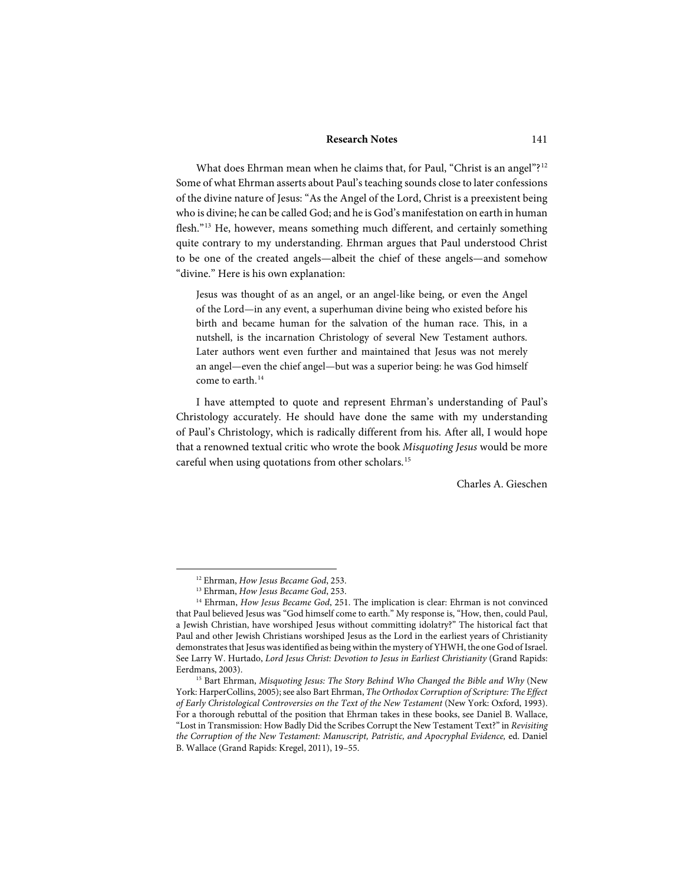What does Ehrman mean when he claims that, for Paul, "Christ is an angel"?[12] Some of what Ehrman asserts about Paul's teaching sounds close to later confessions of the divine nature of Jesus: "As the Angel of the Lord, Christ is a preexistent being who is divine; he can be called God; and he is God's manifestation on earth in human flesh."[13] He, however, means something much different, and certainly something quite contrary to my understanding. Ehrman argues that Paul understood Christ to be one of the created angels—albeit the chief of these angels—and somehow "divine." Here is his own explanation:

> Jesus was thought of as an angel, or an angel-like being, or even the Angel of the Lord—in any event, a superhuman divine being who existed before his birth and became human for the salvation of the human race. This, in a nutshell, is the incarnation Christology of several New Testament authors. Later authors went even further and maintained that Jesus was not merely an angel—even the chief angel—but was a superior being: he was God himself come to earth.[14]

I have attempted to quote and represent Ehrman's understanding of Paul's Christology accurately. He should have done the same with my understanding of Paul's Christology, which is radically different from his. After all, I would hope that a renowned textual critic who wrote the book *Misquoting Jesus* would be more careful when using quotations from other scholars.[15]

Charles A. Gieschen

---

[12] Ehrman, *How Jesus Became God*, 253.

[13] Ehrman, *How Jesus Became God*, 253.

[14] Ehrman, *How Jesus Became God*, 251. The implication is clear: Ehrman is not convinced that Paul believed Jesus was "God himself come to earth." My response is, "How, then, could Paul, a Jewish Christian, have worshiped Jesus without committing idolatry?" The historical fact that Paul and other Jewish Christians worshiped Jesus as the Lord in the earliest years of Christianity demonstrates that Jesus was identified as being within the mystery of YHWH, the one God of Israel. See Larry W. Hurtado, *Lord Jesus Christ: Devotion to Jesus in Earliest Christianity* (Grand Rapids: Eerdmans, 2003).

[15] Bart Ehrman, *Misquoting Jesus: The Story Behind Who Changed the Bible and Why* (New York: HarperCollins, 2005); see also Bart Ehrman, *The Orthodox Corruption of Scripture: The Effect of Early Christological Controversies on the Text of the New Testament* (New York: Oxford, 1993). For a thorough rebuttal of the position that Ehrman takes in these books, see Daniel B. Wallace, "Lost in Transmission: How Badly Did the Scribes Corrupt the New Testament Text?" in *Revisiting the Corruption of the New Testament: Manuscript, Patristic, and Apocryphal Evidence,* ed. Daniel B. Wallace (Grand Rapids: Kregel, 2011), 19–55.